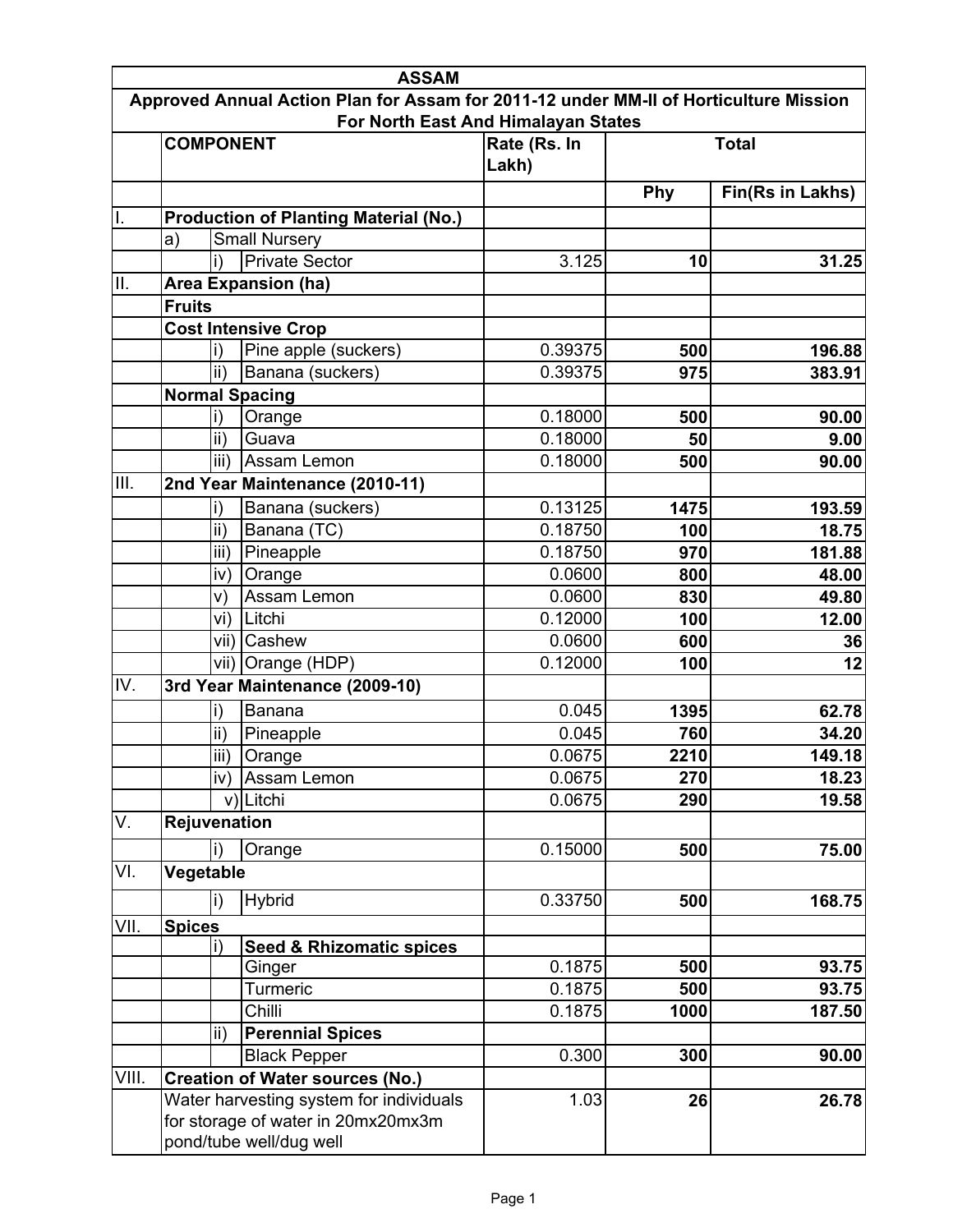# ASSAM

## Approved Annual Action Plan for Assam for 2011-12 under MM-II of Horticulture Mission For North East And Himalayan States

| | COMPONENT | | | Rate (Rs. In Lakh) | Total | |
|---|---|---|---|---|---|---|
| | | | | | Phy | Fin(Rs in Lakhs) |
| I. | **Production of Planting Material (No.)** | | | | | |
| | a) | Small Nursery | | | | |
| | | i) | Private Sector | 3.125 | **10** | **31.25** |
| II. | **Area Expansion (ha)** | | | | | |
| | **Fruits** | | | | | |
| | **Cost Intensive Crop** | | | | | |
| | | i) | Pine apple (suckers) | 0.39375 | **500** | **196.88** |
| | | ii) | Banana (suckers) | 0.39375 | **975** | **383.91** |
| | **Normal Spacing** | | | | | |
| | | i) | Orange | 0.18000 | **500** | **90.00** |
| | | ii) | Guava | 0.18000 | **50** | **9.00** |
| | | iii) | Assam Lemon | 0.18000 | **500** | **90.00** |
| III. | **2nd Year Maintenance (2010-11)** | | | | | |
| | | i) | Banana (suckers) | 0.13125 | **1475** | **193.59** |
| | | ii) | Banana (TC) | 0.18750 | **100** | **18.75** |
| | | iii) | Pineapple | 0.18750 | **970** | **181.88** |
| | | iv) | Orange | 0.0600 | **800** | **48.00** |
| | | v) | Assam Lemon | 0.0600 | **830** | **49.80** |
| | | vi) | Litchi | 0.12000 | **100** | **12.00** |
| | | vii) | Cashew | 0.0600 | **600** | **36** |
| | | vii) | Orange (HDP) | 0.12000 | **100** | **12** |
| IV. | **3rd Year Maintenance (2009-10)** | | | | | |
| | | i) | Banana | 0.045 | **1395** | **62.78** |
| | | ii) | Pineapple | 0.045 | **760** | **34.20** |
| | | iii) | Orange | 0.0675 | **2210** | **149.18** |
| | | iv) | Assam Lemon | 0.0675 | **270** | **18.23** |
| | | v) | Litchi | 0.0675 | **290** | **19.58** |
| V. | **Rejuvenation** | | | | | |
| | | i) | Orange | 0.15000 | **500** | **75.00** |
| VI. | **Vegetable** | | | | | |
| | | i) | Hybrid | 0.33750 | **500** | **168.75** |
| VII. | **Spices** | | | | | |
| | | i) | **Seed & Rhizomatic spices** | | | |
| | | | Ginger | 0.1875 | **500** | **93.75** |
| | | | Turmeric | 0.1875 | **500** | **93.75** |
| | | | Chilli | 0.1875 | **1000** | **187.50** |
| | | ii) | **Perennial Spices** | | | |
| | | | Black Pepper | 0.300 | **300** | **90.00** |
| VIII. | **Creation of Water sources (No.)** | | | | | |
| | Water harvesting system for individuals for storage of water in 20mx20mx3m pond/tube well/dug well | | | 1.03 | **26** | **26.78** |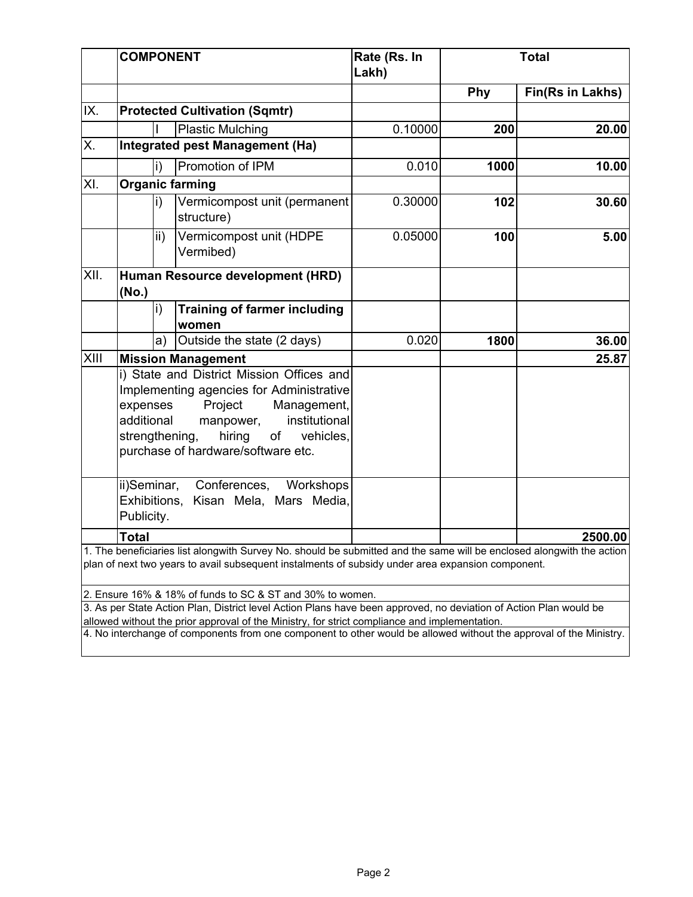| | COMPONENT | | | Rate (Rs. In Lakh) | Total | |
|---|---|---|---|---|---|---|
| | | | | | Phy | Fin(Rs in Lakhs) |
| IX. | **Protected Cultivation (Sqmtr)** | | | | | |
| | | I | Plastic Mulching | 0.10000 | **200** | **20.00** |
| X. | **Integrated pest Management (Ha)** | | | | | |
| | | i) | Promotion of IPM | 0.010 | **1000** | **10.00** |
| XI. | **Organic farming** | | | | | |
| | | i) | Vermicompost unit (permanent structure) | 0.30000 | **102** | **30.60** |
| | | ii) | Vermicompost unit (HDPE Vermibed) | 0.05000 | **100** | **5.00** |
| XII. | **Human Resource development (HRD) (No.)** | | | | | |
| | | i) | **Training of farmer including women** | | | |
| | | a) | Outside the state (2 days) | 0.020 | **1800** | **36.00** |
| XIII | **Mission Management** | | | | | **25.87** |
| | i) State and District Mission Offices and Implementing agencies for Administrative expenses Project Management, additional manpower, institutional strengthening, hiring of vehicles, purchase of hardware/software etc. | | | | | |
| | ii)Seminar, Conferences, Workshops Exhibitions, Kisan Mela, Mars Media, Publicity. | | | | | |
| | **Total** | | | | | **2500.00** |

1. The beneficiaries list alongwith Survey No. should be submitted and the same will be enclosed alongwith the action plan of next two years to avail subsequent instalments of subsidy under area expansion component.

2. Ensure 16% & 18% of funds to SC & ST and 30% to women.

3. As per State Action Plan, District level Action Plans have been approved, no deviation of Action Plan would be allowed without the prior approval of the Ministry, for strict compliance and implementation.

4. No interchange of components from one component to other would be allowed without the approval of the Ministry.